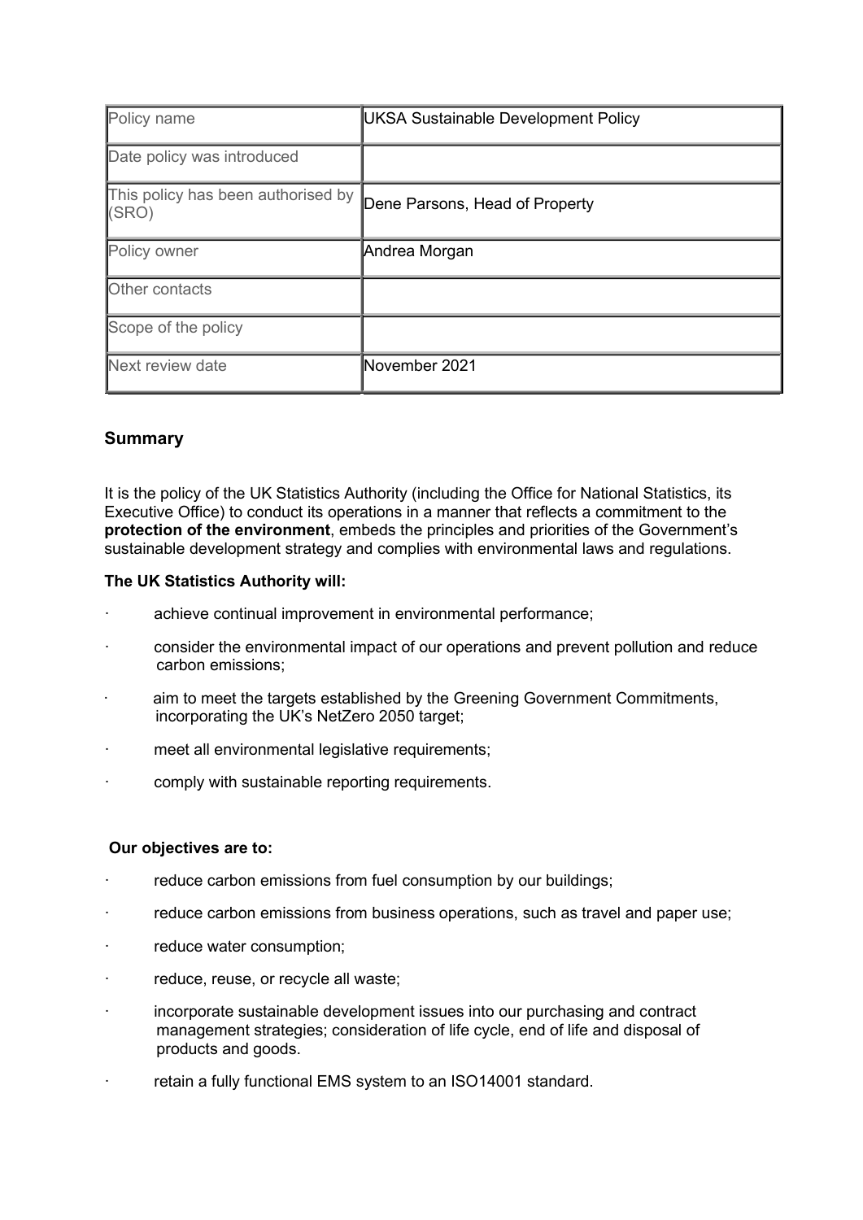| Policy name | UKSA Sustainable Development Policy |
|---|---|
| Date policy was introduced | |
| This policy has been authorised by (SRO) | Dene Parsons, Head of Property |
| Policy owner | Andrea Morgan |
| Other contacts | |
| Scope of the policy | |
| Next review date | November 2021 |

## Summary

It is the policy of the UK Statistics Authority (including the Office for National Statistics, its Executive Office) to conduct its operations in a manner that reflects a commitment to the **protection of the environment**, embeds the principles and priorities of the Government's sustainable development strategy and complies with environmental laws and regulations.

**The UK Statistics Authority will:**

- achieve continual improvement in environmental performance;
- consider the environmental impact of our operations and prevent pollution and reduce carbon emissions;
- aim to meet the targets established by the Greening Government Commitments, incorporating the UK's NetZero 2050 target;
- meet all environmental legislative requirements;
- comply with sustainable reporting requirements.

**Our objectives are to:**

- reduce carbon emissions from fuel consumption by our buildings;
- reduce carbon emissions from business operations, such as travel and paper use;
- reduce water consumption;
- reduce, reuse, or recycle all waste;
- incorporate sustainable development issues into our purchasing and contract management strategies; consideration of life cycle, end of life and disposal of products and goods.
- retain a fully functional EMS system to an ISO14001 standard.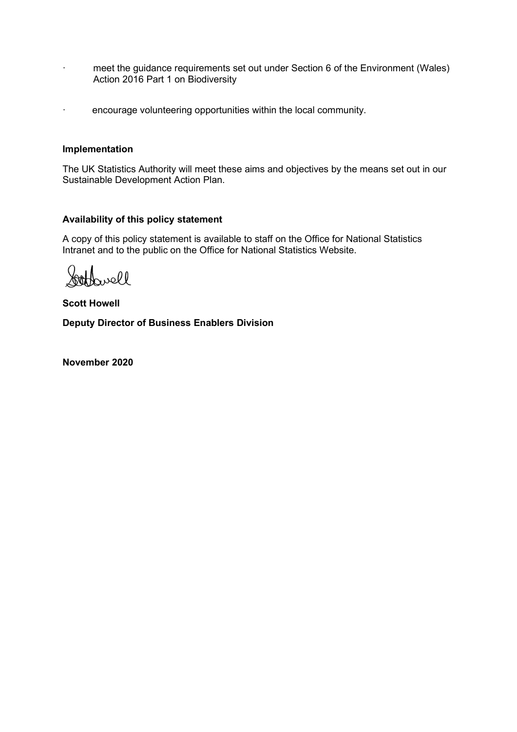- meet the guidance requirements set out under Section 6 of the Environment (Wales) Action 2016 Part 1 on Biodiversity

- encourage volunteering opportunities within the local community.

**Implementation**

The UK Statistics Authority will meet these aims and objectives by the means set out in our Sustainable Development Action Plan.

**Availability of this policy statement**

A copy of this policy statement is available to staff on the Office for National Statistics Intranet and to the public on the Office for National Statistics Website.

**Scott Howell**

**Deputy Director of Business Enablers Division**

**November 2020**